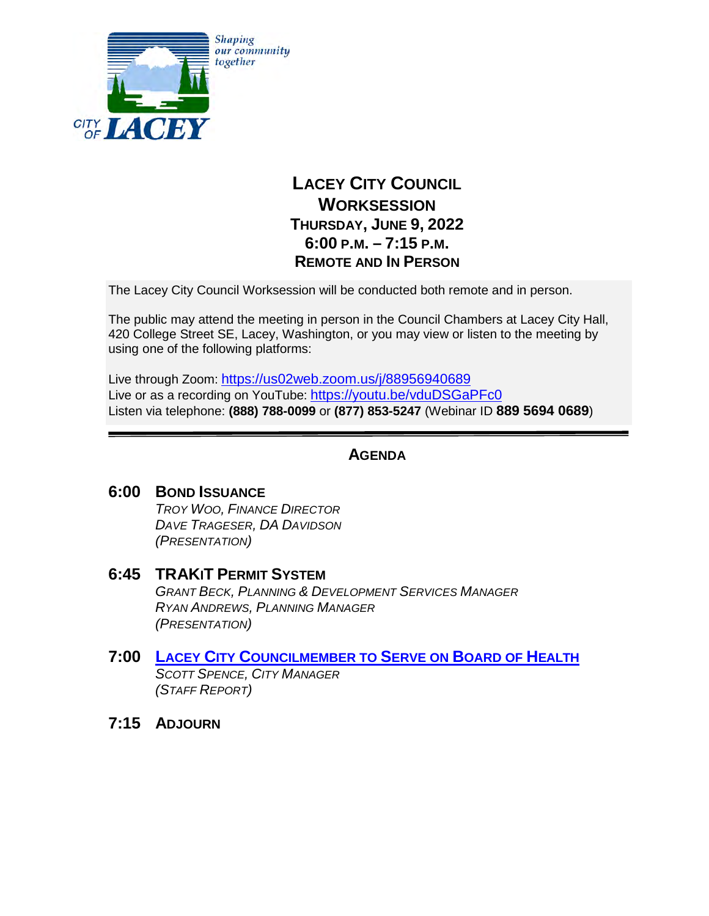Shaping our community together

CITY OF LACEY

# LACEY CITY COUNCIL WORKSESSION

**THURSDAY, JUNE 9, 2022**
**6:00 P.M. – 7:15 P.M.**
**REMOTE AND IN PERSON**

The Lacey City Council Worksession will be conducted both remote and in person.

The public may attend the meeting in person in the Council Chambers at Lacey City Hall, 420 College Street SE, Lacey, Washington, or you may view or listen to the meeting by using one of the following platforms:

Live through Zoom: https://us02web.zoom.us/j/88956940689
Live or as a recording on YouTube: https://youtu.be/vduDSGaPFc0
Listen via telephone: **(888) 788-0099** or **(877) 853-5247** (Webinar ID **889 5694 0689**)

---

## AGENDA

**6:00 BOND ISSUANCE**
*TROY WOO, FINANCE DIRECTOR*
*DAVE TRAGESER, DA DAVIDSON*
*(PRESENTATION)*

**6:45 TRAKIT PERMIT SYSTEM**
*GRANT BECK, PLANNING & DEVELOPMENT SERVICES MANAGER*
*RYAN ANDREWS, PLANNING MANAGER*
*(PRESENTATION)*

**7:00 LACEY CITY COUNCILMEMBER TO SERVE ON BOARD OF HEALTH**
*SCOTT SPENCE, CITY MANAGER*
*(STAFF REPORT)*

**7:15 ADJOURN**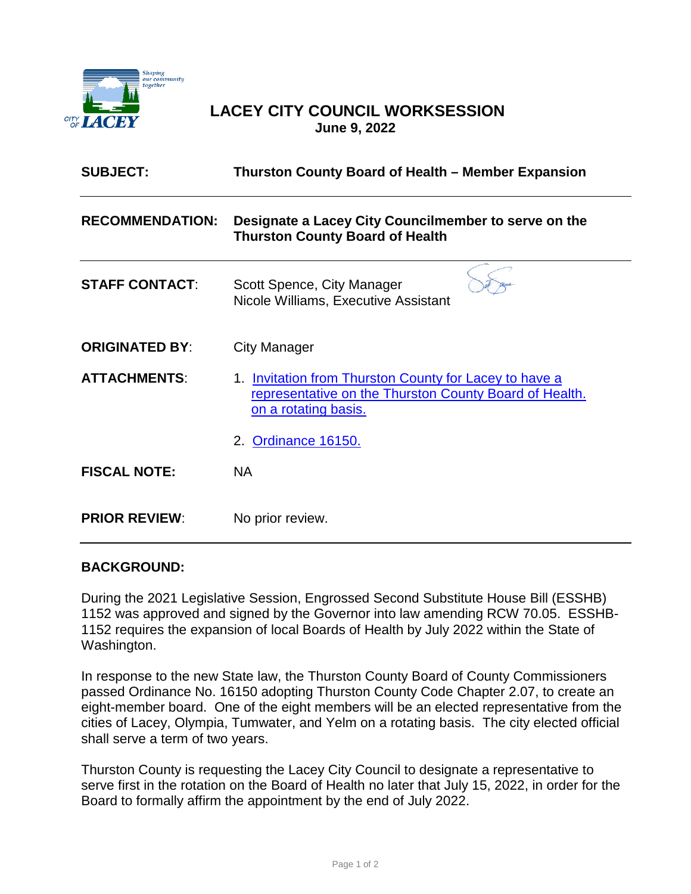# LACEY CITY COUNCIL WORKSESSION

**June 9, 2022**

| | |
|---|---|
| **SUBJECT:** | **Thurston County Board of Health – Member Expansion** |
| **RECOMMENDATION:** | **Designate a Lacey City Councilmember to serve on the Thurston County Board of Health** |
| **STAFF CONTACT:** | Scott Spence, City Manager<br>Nicole Williams, Executive Assistant |
| **ORIGINATED BY:** | City Manager |
| **ATTACHMENTS:** | 1. Invitation from Thurston County for Lacey to have a representative on the Thurston County Board of Health. on a rotating basis.<br>2. Ordinance 16150. |
| **FISCAL NOTE:** | NA |
| **PRIOR REVIEW:** | No prior review. |

## BACKGROUND:

During the 2021 Legislative Session, Engrossed Second Substitute House Bill (ESSHB) 1152 was approved and signed by the Governor into law amending RCW 70.05. ESSHB-1152 requires the expansion of local Boards of Health by July 2022 within the State of Washington.

In response to the new State law, the Thurston County Board of County Commissioners passed Ordinance No. 16150 adopting Thurston County Code Chapter 2.07, to create an eight-member board. One of the eight members will be an elected representative from the cities of Lacey, Olympia, Tumwater, and Yelm on a rotating basis. The city elected official shall serve a term of two years.

Thurston County is requesting the Lacey City Council to designate a representative to serve first in the rotation on the Board of Health no later that July 15, 2022, in order for the Board to formally affirm the appointment by the end of July 2022.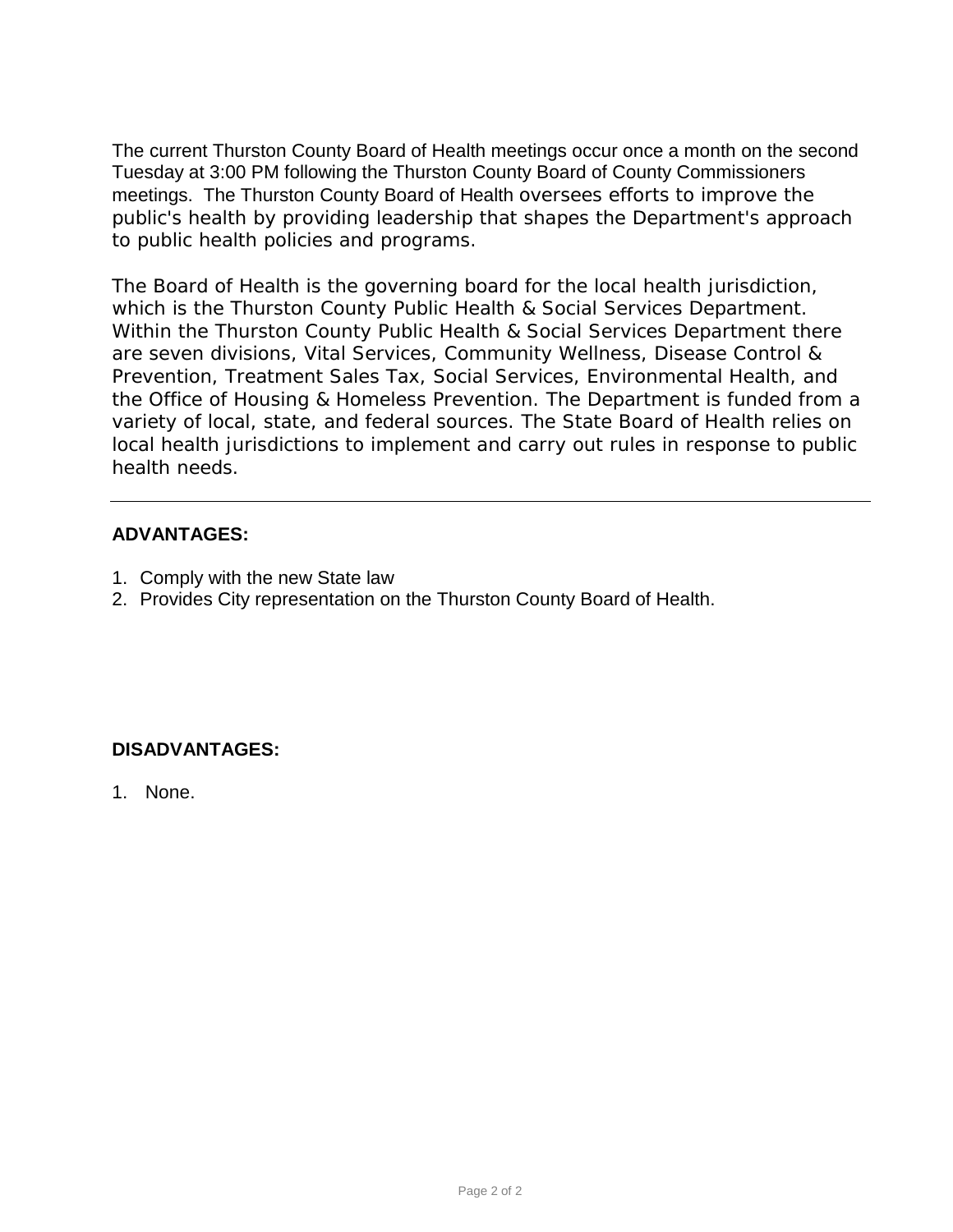The current Thurston County Board of Health meetings occur once a month on the second Tuesday at 3:00 PM following the Thurston County Board of County Commissioners meetings. The Thurston County Board of Health oversees efforts to improve the public's health by providing leadership that shapes the Department's approach to public health policies and programs.

The Board of Health is the governing board for the local health jurisdiction, which is the Thurston County Public Health & Social Services Department. Within the Thurston County Public Health & Social Services Department there are seven divisions, Vital Services, Community Wellness, Disease Control & Prevention, Treatment Sales Tax, Social Services, Environmental Health, and the Office of Housing & Homeless Prevention. The Department is funded from a variety of local, state, and federal sources. The State Board of Health relies on local health jurisdictions to implement and carry out rules in response to public health needs.

---

**ADVANTAGES:**

1. Comply with the new State law
2. Provides City representation on the Thurston County Board of Health.

**DISADVANTAGES:**

1. None.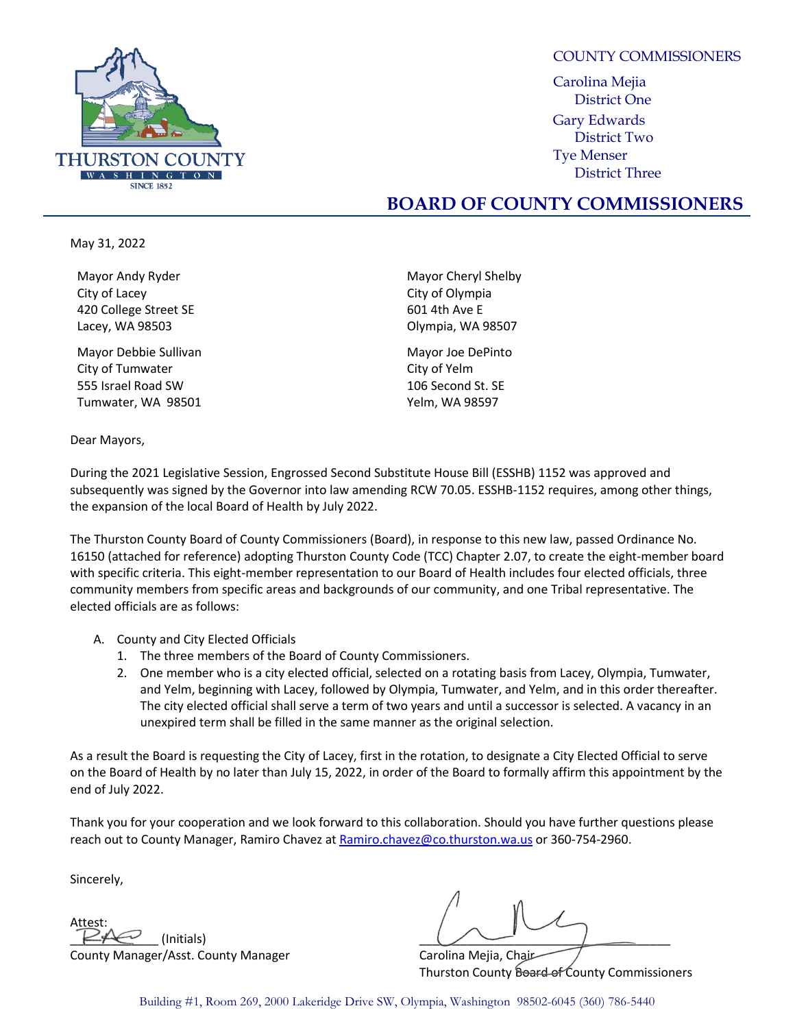THURSTON COUNTY
WASHINGTON
SINCE 1852

COUNTY COMMISSIONERS

Carolina Mejia
District One

Gary Edwards
District Two

Tye Menser
District Three

## BOARD OF COUNTY COMMISSIONERS

May 31, 2022

Mayor Andy Ryder
City of Lacey
420 College Street SE
Lacey, WA 98503

Mayor Cheryl Shelby
City of Olympia
601 4th Ave E
Olympia, WA 98507

Mayor Debbie Sullivan
City of Tumwater
555 Israel Road SW
Tumwater, WA 98501

Mayor Joe DePinto
City of Yelm
106 Second St. SE
Yelm, WA 98597

Dear Mayors,

During the 2021 Legislative Session, Engrossed Second Substitute House Bill (ESSHB) 1152 was approved and subsequently was signed by the Governor into law amending RCW 70.05. ESSHB-1152 requires, among other things, the expansion of the local Board of Health by July 2022.

The Thurston County Board of County Commissioners (Board), in response to this new law, passed Ordinance No. 16150 (attached for reference) adopting Thurston County Code (TCC) Chapter 2.07, to create the eight-member board with specific criteria. This eight-member representation to our Board of Health includes four elected officials, three community members from specific areas and backgrounds of our community, and one Tribal representative. The elected officials are as follows:

A. County and City Elected Officials
   1. The three members of the Board of County Commissioners.
   2. One member who is a city elected official, selected on a rotating basis from Lacey, Olympia, Tumwater, and Yelm, beginning with Lacey, followed by Olympia, Tumwater, and Yelm, and in this order thereafter. The city elected official shall serve a term of two years and until a successor is selected. A vacancy in an unexpired term shall be filled in the same manner as the original selection.

As a result the Board is requesting the City of Lacey, first in the rotation, to designate a City Elected Official to serve on the Board of Health by no later than July 15, 2022, in order of the Board to formally affirm this appointment by the end of July 2022.

Thank you for your cooperation and we look forward to this collaboration. Should you have further questions please reach out to County Manager, Ramiro Chavez at Ramiro.chavez@co.thurston.wa.us or 360-754-2960.

Sincerely,

Attest:
RAC (Initials)
County Manager/Asst. County Manager

Carolina Mejia, Chair
Thurston County Board of County Commissioners

Building #1, Room 269, 2000 Lakeridge Drive SW, Olympia, Washington 98502-6045 (360) 786-5440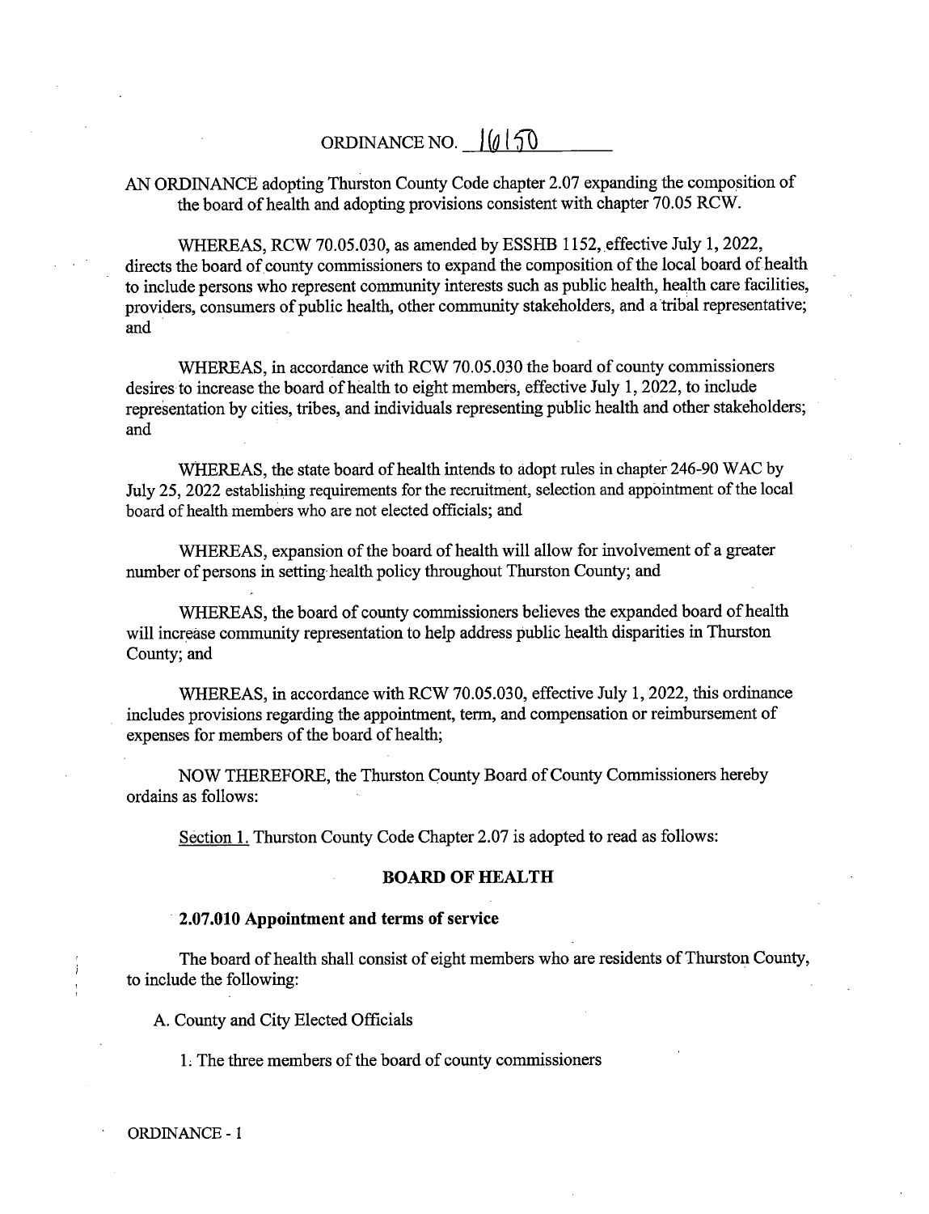# ORDINANCE NO. 16150

AN ORDINANCE adopting Thurston County Code chapter 2.07 expanding the composition of the board of health and adopting provisions consistent with chapter 70.05 RCW.

WHEREAS, RCW 70.05.030, as amended by ESSHB 1152, effective July 1, 2022, directs the board of county commissioners to expand the composition of the local board of health to include persons who represent community interests such as public health, health care facilities, providers, consumers of public health, other community stakeholders, and a tribal representative; and

WHEREAS, in accordance with RCW 70.05.030 the board of county commissioners desires to increase the board of health to eight members, effective July 1, 2022, to include representation by cities, tribes, and individuals representing public health and other stakeholders; and

WHEREAS, the state board of health intends to adopt rules in chapter 246-90 WAC by July 25, 2022 establishing requirements for the recruitment, selection and appointment of the local board of health members who are not elected officials; and

WHEREAS, expansion of the board of health will allow for involvement of a greater number of persons in setting health policy throughout Thurston County; and

WHEREAS, the board of county commissioners believes the expanded board of health will increase community representation to help address public health disparities in Thurston County; and

WHEREAS, in accordance with RCW 70.05.030, effective July 1, 2022, this ordinance includes provisions regarding the appointment, term, and compensation or reimbursement of expenses for members of the board of health;

NOW THEREFORE, the Thurston County Board of County Commissioners hereby ordains as follows:

Section 1. Thurston County Code Chapter 2.07 is adopted to read as follows:

## BOARD OF HEALTH

### 2.07.010 Appointment and terms of service

The board of health shall consist of eight members who are residents of Thurston County, to include the following:

A. County and City Elected Officials

1. The three members of the board of county commissioners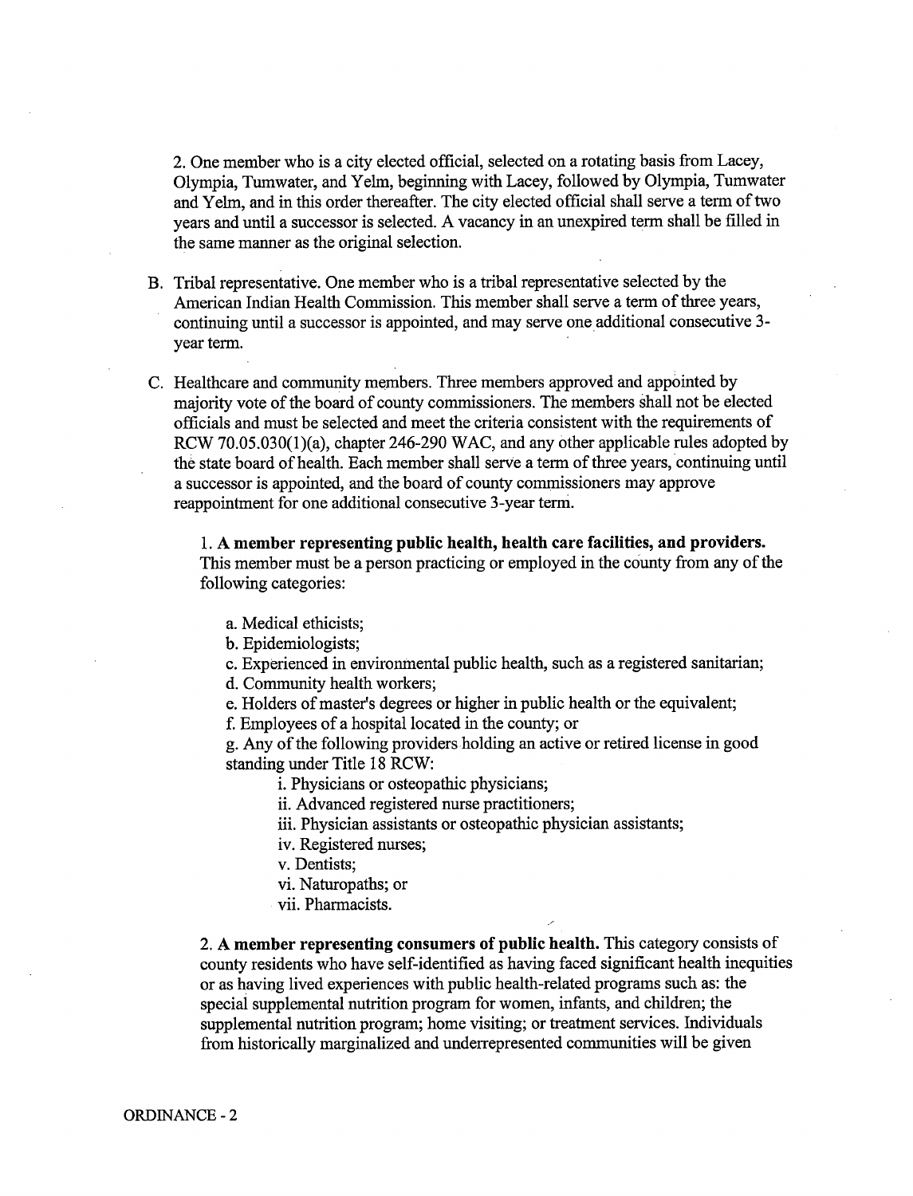2. One member who is a city elected official, selected on a rotating basis from Lacey, Olympia, Tumwater, and Yelm, beginning with Lacey, followed by Olympia, Tumwater and Yelm, and in this order thereafter. The city elected official shall serve a term of two years and until a successor is selected. A vacancy in an unexpired term shall be filled in the same manner as the original selection.

B. Tribal representative. One member who is a tribal representative selected by the American Indian Health Commission. This member shall serve a term of three years, continuing until a successor is appointed, and may serve one additional consecutive 3-year term.

C. Healthcare and community members. Three members approved and appointed by majority vote of the board of county commissioners. The members shall not be elected officials and must be selected and meet the criteria consistent with the requirements of RCW 70.05.030(1)(a), chapter 246-290 WAC, and any other applicable rules adopted by the state board of health. Each member shall serve a term of three years, continuing until a successor is appointed, and the board of county commissioners may approve reappointment for one additional consecutive 3-year term.

1. **A member representing public health, health care facilities, and providers.** This member must be a person practicing or employed in the county from any of the following categories:

a. Medical ethicists;
b. Epidemiologists;
c. Experienced in environmental public health, such as a registered sanitarian;
d. Community health workers;
e. Holders of master's degrees or higher in public health or the equivalent;
f. Employees of a hospital located in the county; or
g. Any of the following providers holding an active or retired license in good standing under Title 18 RCW:

i. Physicians or osteopathic physicians;
ii. Advanced registered nurse practitioners;
iii. Physician assistants or osteopathic physician assistants;
iv. Registered nurses;
v. Dentists;
vi. Naturopaths; or
vii. Pharmacists.

2. **A member representing consumers of public health.** This category consists of county residents who have self-identified as having faced significant health inequities or as having lived experiences with public health-related programs such as: the special supplemental nutrition program for women, infants, and children; the supplemental nutrition program; home visiting; or treatment services. Individuals from historically marginalized and underrepresented communities will be given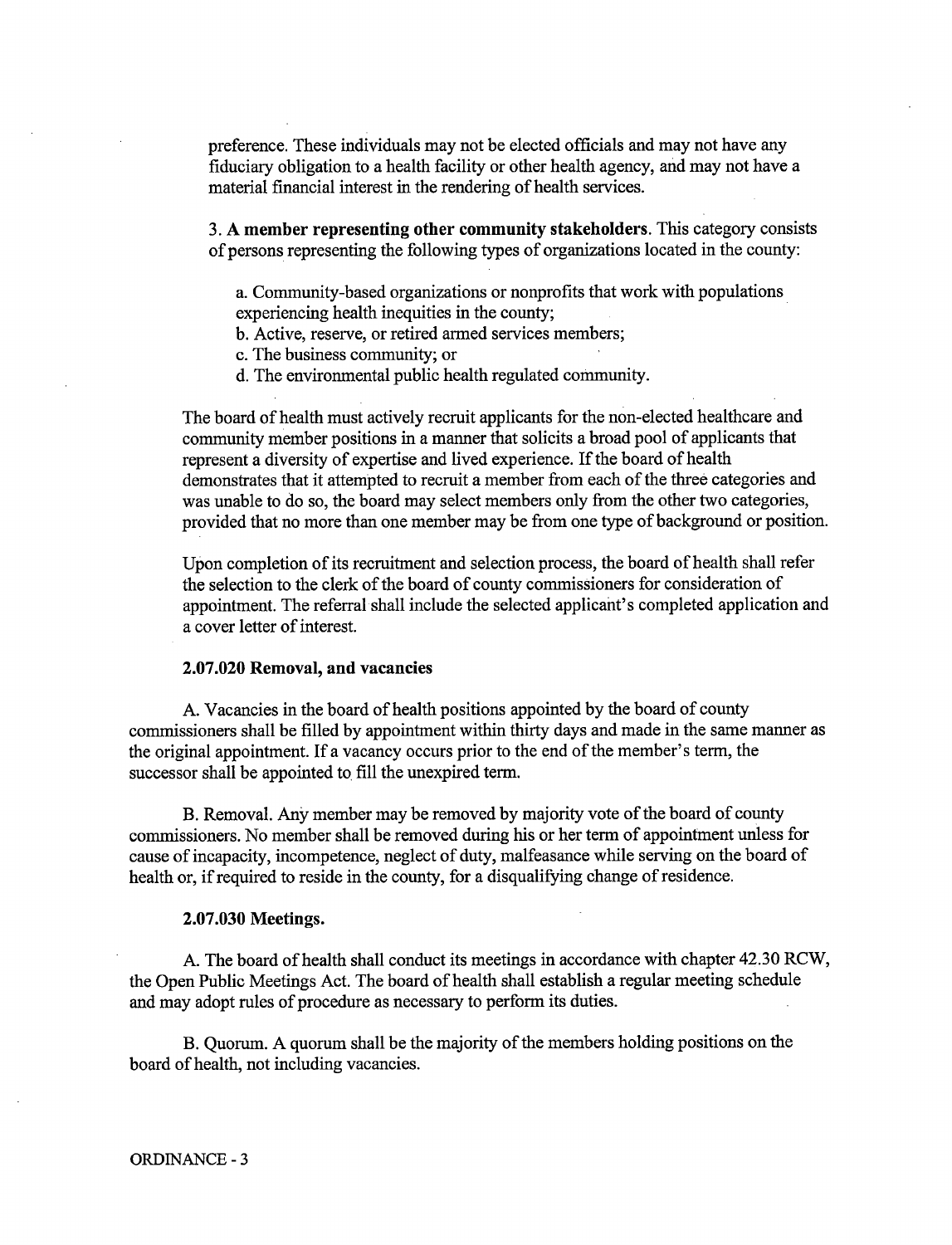preference. These individuals may not be elected officials and may not have any fiduciary obligation to a health facility or other health agency, and may not have a material financial interest in the rendering of health services.

3. **A member representing other community stakeholders**. This category consists of persons representing the following types of organizations located in the county:

a. Community-based organizations or nonprofits that work with populations experiencing health inequities in the county;
b. Active, reserve, or retired armed services members;
c. The business community; or
d. The environmental public health regulated community.

The board of health must actively recruit applicants for the non-elected healthcare and community member positions in a manner that solicits a broad pool of applicants that represent a diversity of expertise and lived experience. If the board of health demonstrates that it attempted to recruit a member from each of the three categories and was unable to do so, the board may select members only from the other two categories, provided that no more than one member may be from one type of background or position.

Upon completion of its recruitment and selection process, the board of health shall refer the selection to the clerk of the board of county commissioners for consideration of appointment. The referral shall include the selected applicant's completed application and a cover letter of interest.

**2.07.020 Removal, and vacancies**

A. Vacancies in the board of health positions appointed by the board of county commissioners shall be filled by appointment within thirty days and made in the same manner as the original appointment. If a vacancy occurs prior to the end of the member's term, the successor shall be appointed to fill the unexpired term.

B. Removal. Any member may be removed by majority vote of the board of county commissioners. No member shall be removed during his or her term of appointment unless for cause of incapacity, incompetence, neglect of duty, malfeasance while serving on the board of health or, if required to reside in the county, for a disqualifying change of residence.

**2.07.030 Meetings.**

A. The board of health shall conduct its meetings in accordance with chapter 42.30 RCW, the Open Public Meetings Act. The board of health shall establish a regular meeting schedule and may adopt rules of procedure as necessary to perform its duties.

B. Quorum. A quorum shall be the majority of the members holding positions on the board of health, not including vacancies.

ORDINANCE - 3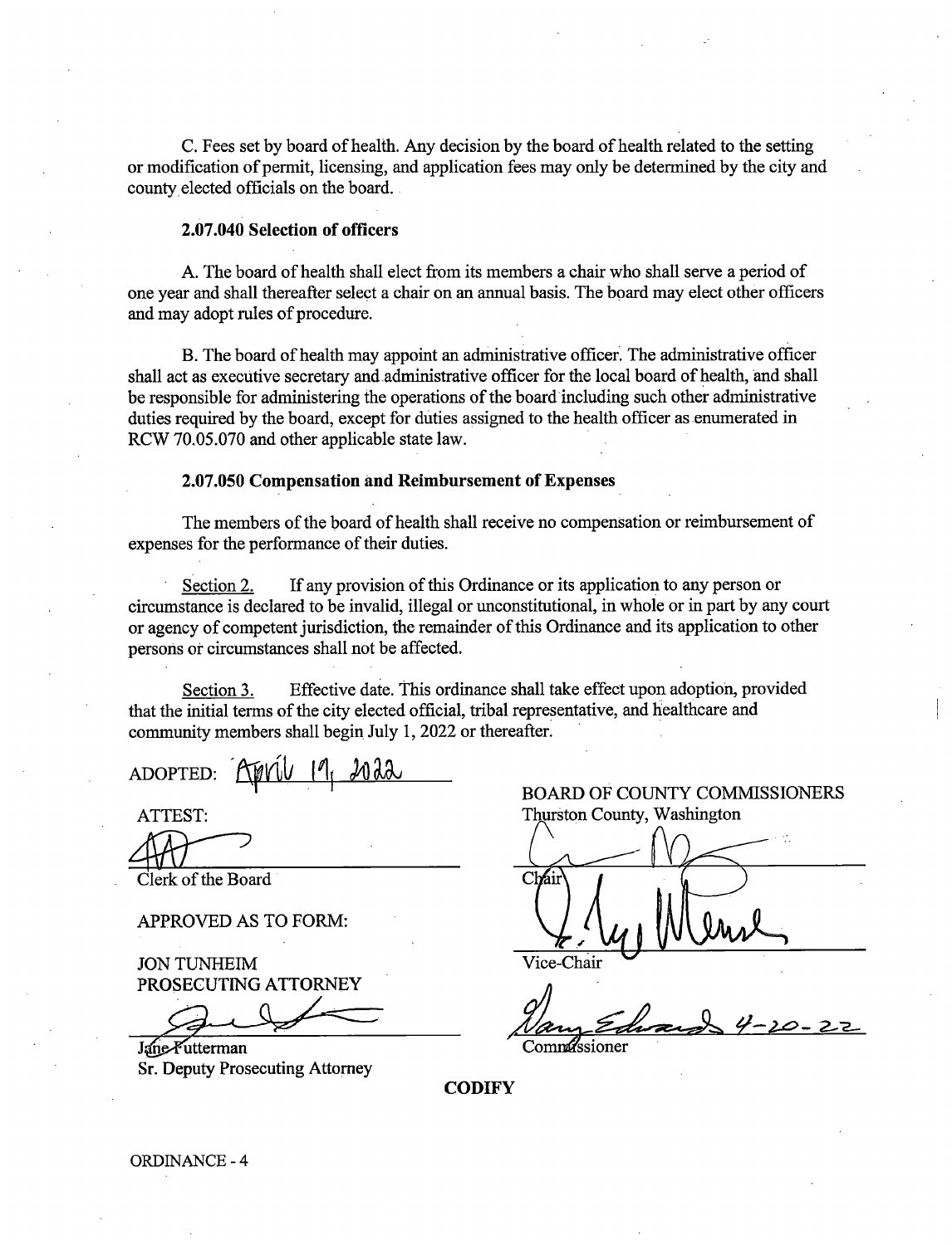C. Fees set by board of health. Any decision by the board of health related to the setting or modification of permit, licensing, and application fees may only be determined by the city and county elected officials on the board.

**2.07.040 Selection of officers**

A. The board of health shall elect from its members a chair who shall serve a period of one year and shall thereafter select a chair on an annual basis. The board may elect other officers and may adopt rules of procedure.

B. The board of health may appoint an administrative officer. The administrative officer shall act as executive secretary and administrative officer for the local board of health, and shall be responsible for administering the operations of the board including such other administrative duties required by the board, except for duties assigned to the health officer as enumerated in RCW 70.05.070 and other applicable state law.

**2.07.050 Compensation and Reimbursement of Expenses**

The members of the board of health shall receive no compensation or reimbursement of expenses for the performance of their duties.

Section 2. If any provision of this Ordinance or its application to any person or circumstance is declared to be invalid, illegal or unconstitutional, in whole or in part by any court or agency of competent jurisdiction, the remainder of this Ordinance and its application to other persons or circumstances shall not be affected.

Section 3. Effective date. This ordinance shall take effect upon adoption, provided that the initial terms of the city elected official, tribal representative, and healthcare and community members shall begin July 1, 2022 or thereafter.

ADOPTED: April 19, 2022

ATTEST:

Clerk of the Board

APPROVED AS TO FORM:

JON TUNHEIM
PROSECUTING ATTORNEY

Jane Futterman
Sr. Deputy Prosecuting Attorney

BOARD OF COUNTY COMMISSIONERS
Thurston County, Washington

Chair

Vice-Chair

4-20-22
Commissioner

**CODIFY**